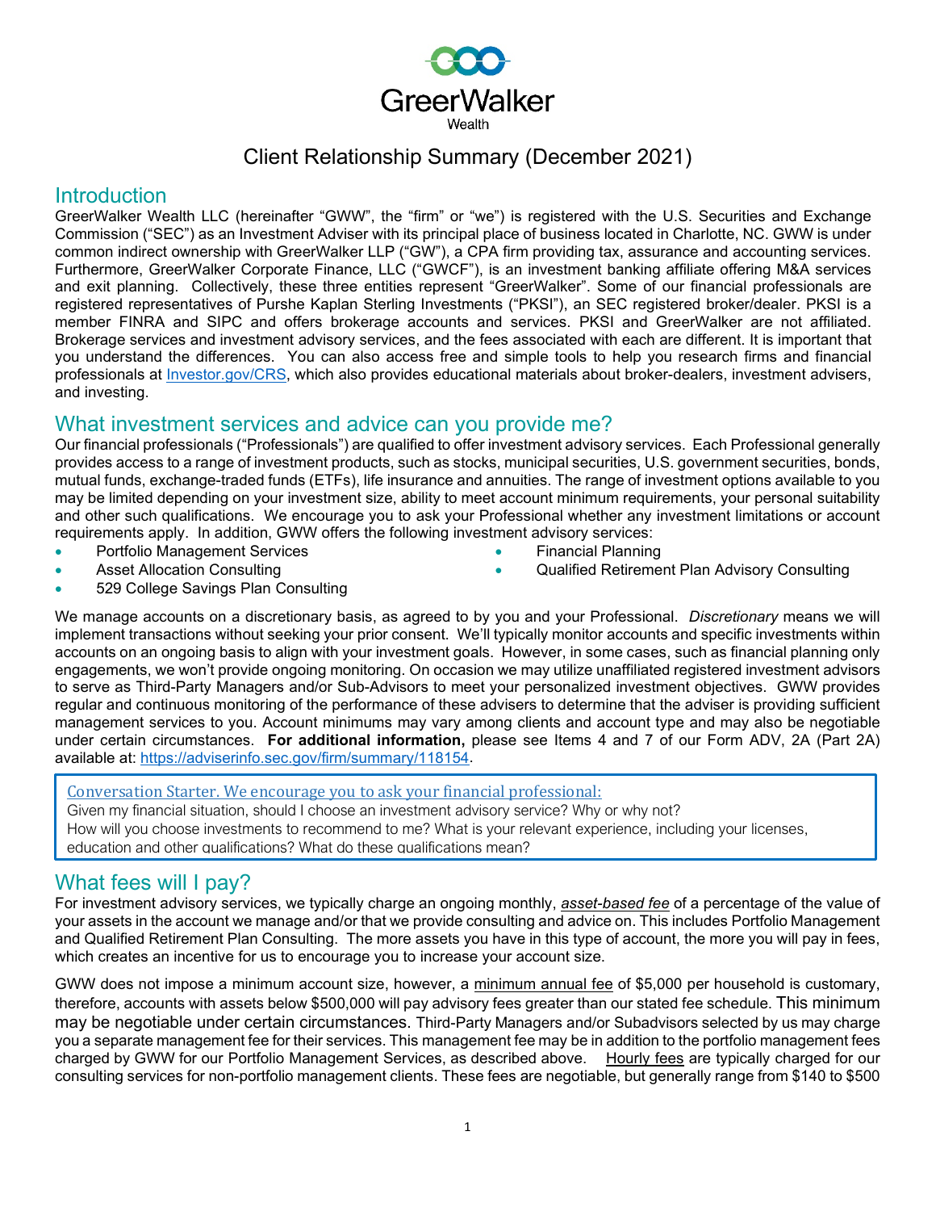GreerWalker
Wealth

# Client Relationship Summary (December 2021)

## Introduction

GreerWalker Wealth LLC (hereinafter "GWW", the "firm" or "we") is registered with the U.S. Securities and Exchange Commission ("SEC") as an Investment Adviser with its principal place of business located in Charlotte, NC. GWW is under common indirect ownership with GreerWalker LLP ("GW"), a CPA firm providing tax, assurance and accounting services. Furthermore, GreerWalker Corporate Finance, LLC ("GWCF"), is an investment banking affiliate offering M&A services and exit planning. Collectively, these three entities represent "GreerWalker". Some of our financial professionals are registered representatives of Purshe Kaplan Sterling Investments ("PKSI"), an SEC registered broker/dealer. PKSI is a member FINRA and SIPC and offers brokerage accounts and services. PKSI and GreerWalker are not affiliated. Brokerage services and investment advisory services, and the fees associated with each are different. It is important that you understand the differences. You can also access free and simple tools to help you research firms and financial professionals at [Investor.gov/CRS](Investor.gov/CRS), which also provides educational materials about broker-dealers, investment advisers, and investing.

## What investment services and advice can you provide me?

Our financial professionals ("Professionals") are qualified to offer investment advisory services. Each Professional generally provides access to a range of investment products, such as stocks, municipal securities, U.S. government securities, bonds, mutual funds, exchange-traded funds (ETFs), life insurance and annuities. The range of investment options available to you may be limited depending on your investment size, ability to meet account minimum requirements, your personal suitability and other such qualifications. We encourage you to ask your Professional whether any investment limitations or account requirements apply. In addition, GWW offers the following investment advisory services:

- Portfolio Management Services
- Asset Allocation Consulting
- 529 College Savings Plan Consulting
- Financial Planning
- Qualified Retirement Plan Advisory Consulting

We manage accounts on a discretionary basis, as agreed to by you and your Professional. *Discretionary* means we will implement transactions without seeking your prior consent. We'll typically monitor accounts and specific investments within accounts on an ongoing basis to align with your investment goals. However, in some cases, such as financial planning only engagements, we won't provide ongoing monitoring. On occasion we may utilize unaffiliated registered investment advisors to serve as Third-Party Managers and/or Sub-Advisors to meet your personalized investment objectives. GWW provides regular and continuous monitoring of the performance of these advisers to determine that the adviser is providing sufficient management services to you. Account minimums may vary among clients and account type and may also be negotiable under certain circumstances. **For additional information,** please see Items 4 and 7 of our Form ADV, 2A (Part 2A) available at: [https://adviserinfo.sec.gov/firm/summary/118154](https://adviserinfo.sec.gov/firm/summary/118154).

> Conversation Starter. We encourage you to ask your financial professional:
> Given my financial situation, should I choose an investment advisory service? Why or why not?
> How will you choose investments to recommend to me? What is your relevant experience, including your licenses, education and other qualifications? What do these qualifications mean?

## What fees will I pay?

For investment advisory services, we typically charge an ongoing monthly, *asset-based fee* of a percentage of the value of your assets in the account we manage and/or that we provide consulting and advice on. This includes Portfolio Management and Qualified Retirement Plan Consulting. The more assets you have in this type of account, the more you will pay in fees, which creates an incentive for us to encourage you to increase your account size.

GWW does not impose a minimum account size, however, a minimum annual fee of $5,000 per household is customary, therefore, accounts with assets below $500,000 will pay advisory fees greater than our stated fee schedule. This minimum may be negotiable under certain circumstances. Third-Party Managers and/or Subadvisors selected by us may charge you a separate management fee for their services. This management fee may be in addition to the portfolio management fees charged by GWW for our Portfolio Management Services, as described above. Hourly fees are typically charged for our consulting services for non-portfolio management clients. These fees are negotiable, but generally range from $140 to $500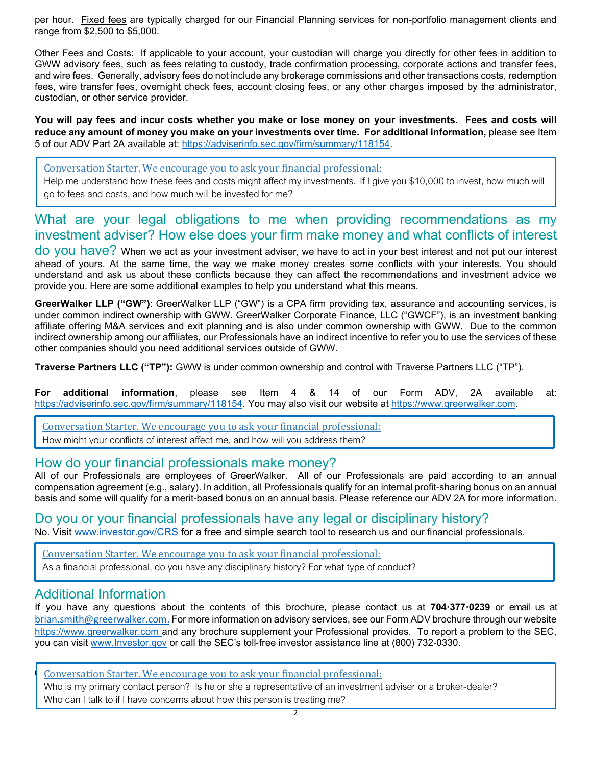per hour. Fixed fees are typically charged for our Financial Planning services for non-portfolio management clients and range from $2,500 to $5,000.

Other Fees and Costs: If applicable to your account, your custodian will charge you directly for other fees in addition to GWW advisory fees, such as fees relating to custody, trade confirmation processing, corporate actions and transfer fees, and wire fees. Generally, advisory fees do not include any brokerage commissions and other transactions costs, redemption fees, wire transfer fees, overnight check fees, account closing fees, or any other charges imposed by the administrator, custodian, or other service provider.

**You will pay fees and incur costs whether you make or lose money on your investments. Fees and costs will reduce any amount of money you make on your investments over time. For additional information,** please see Item 5 of our ADV Part 2A available at: https://adviserinfo.sec.gov/firm/summary/118154.

> Conversation Starter. We encourage you to ask your financial professional:
> Help me understand how these fees and costs might affect my investments. If I give you $10,000 to invest, how much will go to fees and costs, and how much will be invested for me?

## What are your legal obligations to me when providing recommendations as my investment adviser? How else does your firm make money and what conflicts of interest do you have?

When we act as your investment adviser, we have to act in your best interest and not put our interest ahead of yours. At the same time, the way we make money creates some conflicts with your interests. You should understand and ask us about these conflicts because they can affect the recommendations and investment advice we provide you. Here are some additional examples to help you understand what this means.

**GreerWalker LLP ("GW")**: GreerWalker LLP ("GW") is a CPA firm providing tax, assurance and accounting services, is under common indirect ownership with GWW. GreerWalker Corporate Finance, LLC ("GWCF"), is an investment banking affiliate offering M&A services and exit planning and is also under common ownership with GWW. Due to the common indirect ownership among our affiliates, our Professionals have an indirect incentive to refer you to use the services of these other companies should you need additional services outside of GWW.

**Traverse Partners LLC ("TP"):** GWW is under common ownership and control with Traverse Partners LLC ("TP").

**For additional information**, please see Item 4 & 14 of our Form ADV, 2A available at: https://adviserinfo.sec.gov/firm/summary/118154. You may also visit our website at https://www.greerwalker.com.

> Conversation Starter. We encourage you to ask your financial professional:
> How might your conflicts of interest affect me, and how will you address them?

## How do your financial professionals make money?

All of our Professionals are employees of GreerWalker. All of our Professionals are paid according to an annual compensation agreement (e.g., salary). In addition, all Professionals qualify for an internal profit-sharing bonus on an annual basis and some will qualify for a merit-based bonus on an annual basis. Please reference our ADV 2A for more information.

## Do you or your financial professionals have any legal or disciplinary history?

No. Visit www.investor.gov/CRS for a free and simple search tool to research us and our financial professionals.

> Conversation Starter. We encourage you to ask your financial professional:
> As a financial professional, do you have any disciplinary history? For what type of conduct?

## Additional Information

If you have any questions about the contents of this brochure, please contact us at **704·377·0239** or email us at brian.smith@greerwalker.com. For more information on advisory services, see our Form ADV brochure through our website https://www.greerwalker.com and any brochure supplement your Professional provides. To report a problem to the SEC, you can visit www.Investor.gov or call the SEC's toll-free investor assistance line at (800) 732-0330.

> Conversation Starter. We encourage you to ask your financial professional:
> Who is my primary contact person? Is he or she a representative of an investment adviser or a broker-dealer?
> Who can I talk to if I have concerns about how this person is treating me?